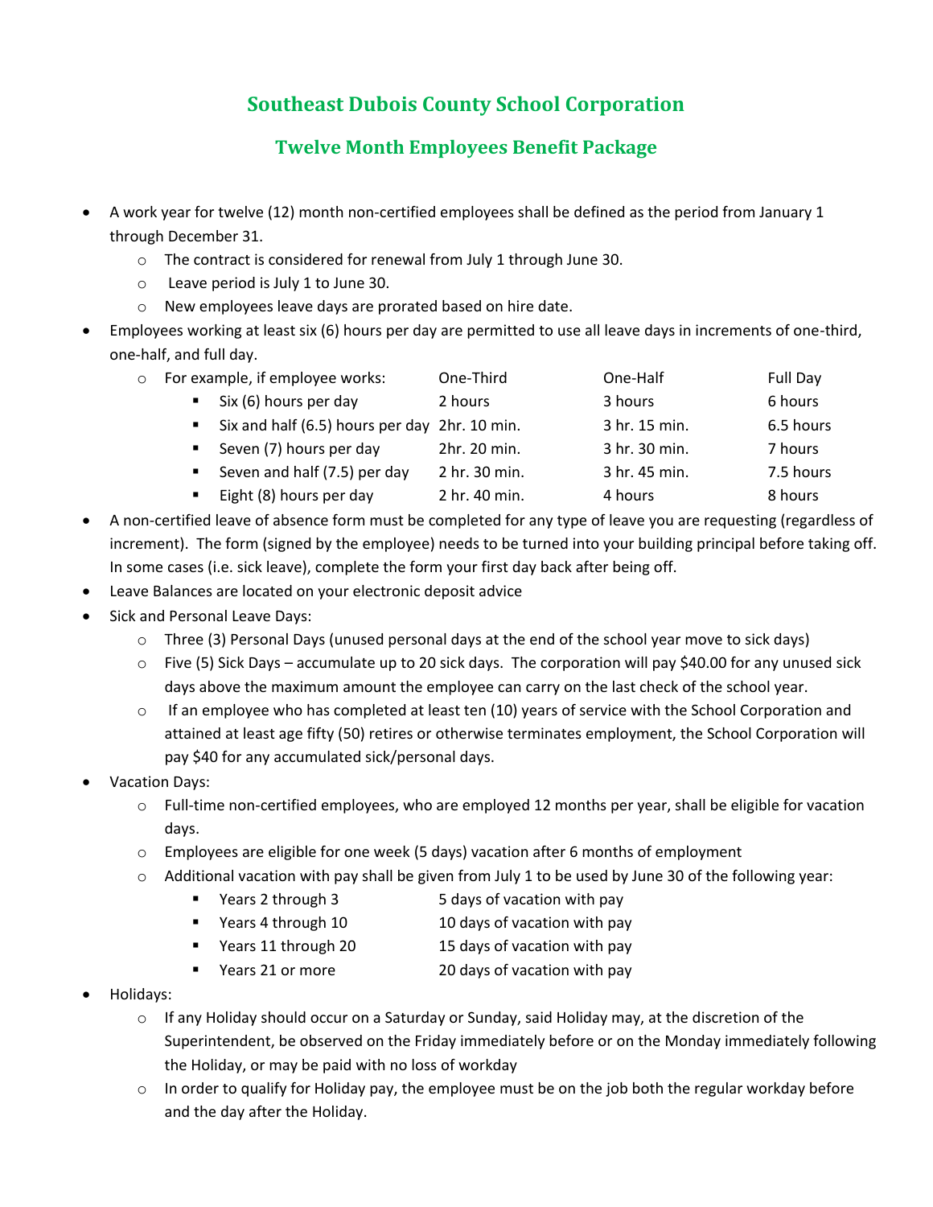# Southeast Dubois County School Corporation

## Twelve Month Employees Benefit Package

- A work year for twelve (12) month non-certified employees shall be defined as the period from January 1 through December 31.
  - The contract is considered for renewal from July 1 through June 30.
  - Leave period is July 1 to June 30.
  - New employees leave days are prorated based on hire date.
- Employees working at least six (6) hours per day are permitted to use all leave days in increments of one-third, one-half, and full day.
  - For example, if employee works:

| For example, if employee works: | One-Third | One-Half | Full Day |
|---|---|---|---|
| Six (6) hours per day | 2 hours | 3 hours | 6 hours |
| Six and half (6.5) hours per day | 2hr. 10 min. | 3 hr. 15 min. | 6.5 hours |
| Seven (7) hours per day | 2hr. 20 min. | 3 hr. 30 min. | 7 hours |
| Seven and half (7.5) per day | 2 hr. 30 min. | 3 hr. 45 min. | 7.5 hours |
| Eight (8) hours per day | 2 hr. 40 min. | 4 hours | 8 hours |

- A non-certified leave of absence form must be completed for any type of leave you are requesting (regardless of increment). The form (signed by the employee) needs to be turned into your building principal before taking off. In some cases (i.e. sick leave), complete the form your first day back after being off.
- Leave Balances are located on your electronic deposit advice
- Sick and Personal Leave Days:
  - Three (3) Personal Days (unused personal days at the end of the school year move to sick days)
  - Five (5) Sick Days – accumulate up to 20 sick days. The corporation will pay $40.00 for any unused sick days above the maximum amount the employee can carry on the last check of the school year.
  - If an employee who has completed at least ten (10) years of service with the School Corporation and attained at least age fifty (50) retires or otherwise terminates employment, the School Corporation will pay $40 for any accumulated sick/personal days.
- Vacation Days:
  - Full-time non-certified employees, who are employed 12 months per year, shall be eligible for vacation days.
  - Employees are eligible for one week (5 days) vacation after 6 months of employment
  - Additional vacation with pay shall be given from July 1 to be used by June 30 of the following year:
    - Years 2 through 3 — 5 days of vacation with pay
    - Years 4 through 10 — 10 days of vacation with pay
    - Years 11 through 20 — 15 days of vacation with pay
    - Years 21 or more — 20 days of vacation with pay
- Holidays:
  - If any Holiday should occur on a Saturday or Sunday, said Holiday may, at the discretion of the Superintendent, be observed on the Friday immediately before or on the Monday immediately following the Holiday, or may be paid with no loss of workday
  - In order to qualify for Holiday pay, the employee must be on the job both the regular workday before and the day after the Holiday.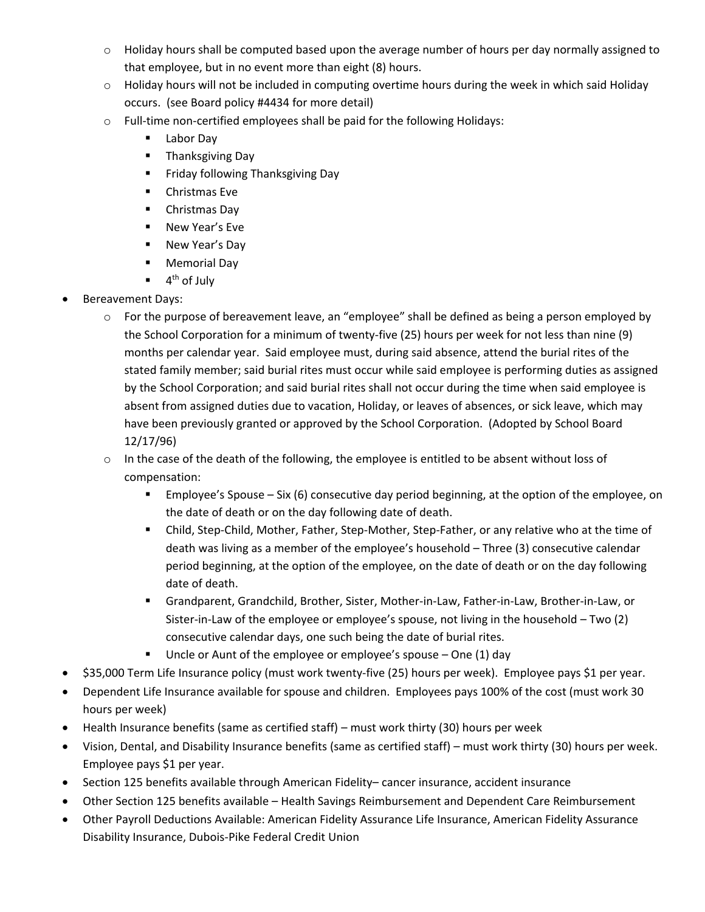- Holiday hours shall be computed based upon the average number of hours per day normally assigned to that employee, but in no event more than eight (8) hours.
  - Holiday hours will not be included in computing overtime hours during the week in which said Holiday occurs. (see Board policy #4434 for more detail)
  - Full-time non-certified employees shall be paid for the following Holidays:
    - Labor Day
    - Thanksgiving Day
    - Friday following Thanksgiving Day
    - Christmas Eve
    - Christmas Day
    - New Year's Eve
    - New Year's Day
    - Memorial Day
    - 4th of July
- Bereavement Days:
  - For the purpose of bereavement leave, an "employee" shall be defined as being a person employed by the School Corporation for a minimum of twenty-five (25) hours per week for not less than nine (9) months per calendar year. Said employee must, during said absence, attend the burial rites of the stated family member; said burial rites must occur while said employee is performing duties as assigned by the School Corporation; and said burial rites shall not occur during the time when said employee is absent from assigned duties due to vacation, Holiday, or leaves of absences, or sick leave, which may have been previously granted or approved by the School Corporation. (Adopted by School Board 12/17/96)
  - In the case of the death of the following, the employee is entitled to be absent without loss of compensation:
    - Employee's Spouse – Six (6) consecutive day period beginning, at the option of the employee, on the date of death or on the day following date of death.
    - Child, Step-Child, Mother, Father, Step-Mother, Step-Father, or any relative who at the time of death was living as a member of the employee's household – Three (3) consecutive calendar period beginning, at the option of the employee, on the date of death or on the day following date of death.
    - Grandparent, Grandchild, Brother, Sister, Mother-in-Law, Father-in-Law, Brother-in-Law, or Sister-in-Law of the employee or employee's spouse, not living in the household – Two (2) consecutive calendar days, one such being the date of burial rites.
    - Uncle or Aunt of the employee or employee's spouse – One (1) day
- $35,000 Term Life Insurance policy (must work twenty-five (25) hours per week). Employee pays $1 per year.
- Dependent Life Insurance available for spouse and children. Employees pays 100% of the cost (must work 30 hours per week)
- Health Insurance benefits (same as certified staff) – must work thirty (30) hours per week
- Vision, Dental, and Disability Insurance benefits (same as certified staff) – must work thirty (30) hours per week. Employee pays $1 per year.
- Section 125 benefits available through American Fidelity– cancer insurance, accident insurance
- Other Section 125 benefits available – Health Savings Reimbursement and Dependent Care Reimbursement
- Other Payroll Deductions Available: American Fidelity Assurance Life Insurance, American Fidelity Assurance Disability Insurance, Dubois-Pike Federal Credit Union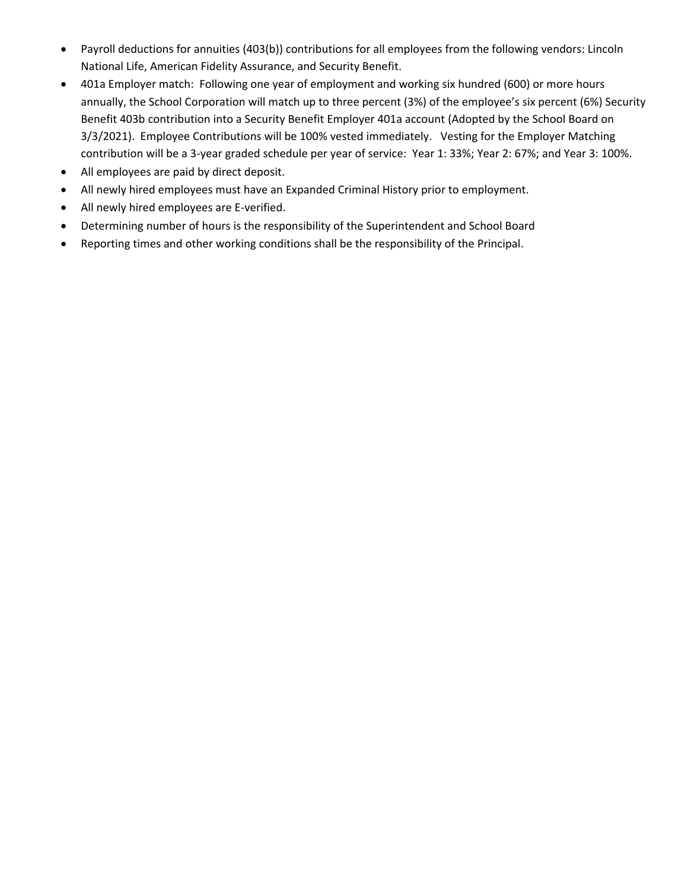- Payroll deductions for annuities (403(b)) contributions for all employees from the following vendors: Lincoln National Life, American Fidelity Assurance, and Security Benefit.
- 401a Employer match: Following one year of employment and working six hundred (600) or more hours annually, the School Corporation will match up to three percent (3%) of the employee's six percent (6%) Security Benefit 403b contribution into a Security Benefit Employer 401a account (Adopted by the School Board on 3/3/2021). Employee Contributions will be 100% vested immediately. Vesting for the Employer Matching contribution will be a 3-year graded schedule per year of service: Year 1: 33%; Year 2: 67%; and Year 3: 100%.
- All employees are paid by direct deposit.
- All newly hired employees must have an Expanded Criminal History prior to employment.
- All newly hired employees are E-verified.
- Determining number of hours is the responsibility of the Superintendent and School Board
- Reporting times and other working conditions shall be the responsibility of the Principal.